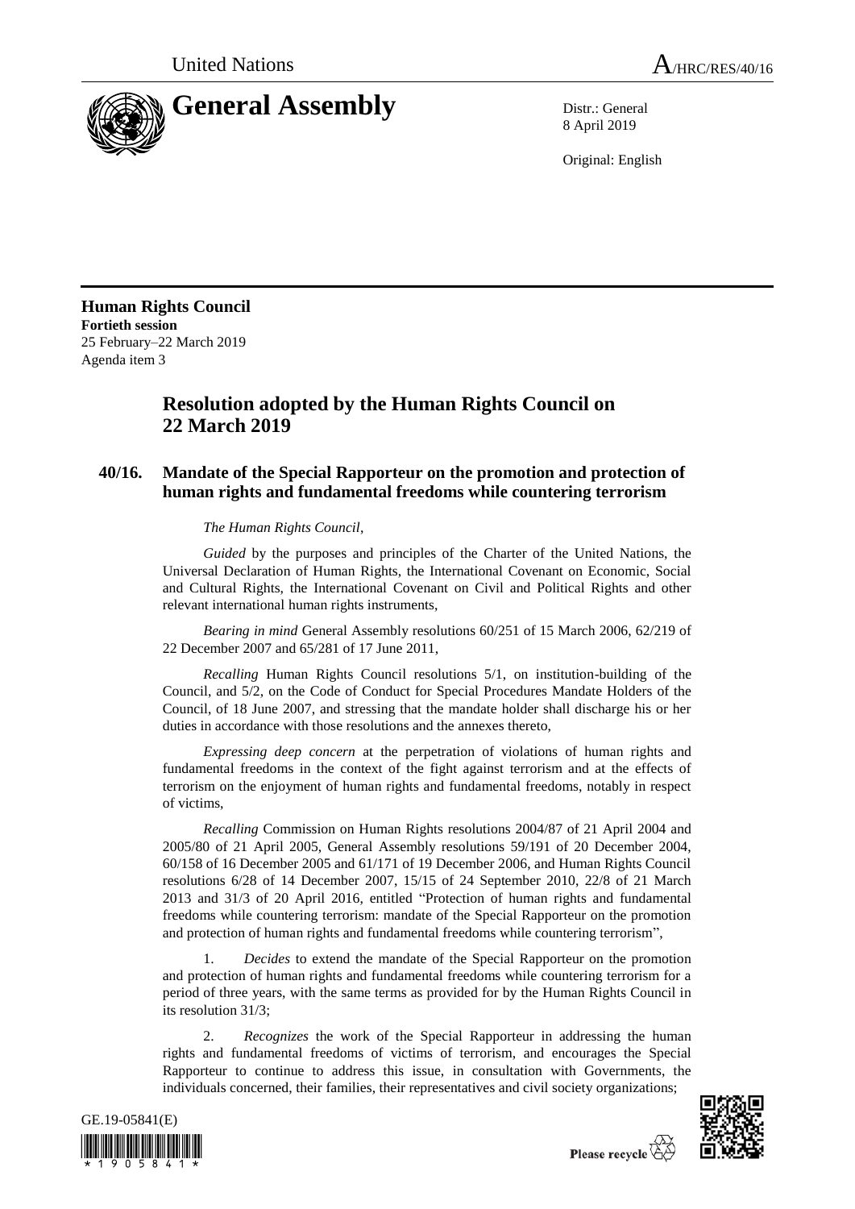United Nations A/HRC/RES/40/16

# General Assembly

Distr.: General
8 April 2019

Original: English

**Human Rights Council**
**Fortieth session**
25 February–22 March 2019
Agenda item 3

## Resolution adopted by the Human Rights Council on 22 March 2019

### 40/16. Mandate of the Special Rapporteur on the promotion and protection of human rights and fundamental freedoms while countering terrorism

*The Human Rights Council*,

*Guided* by the purposes and principles of the Charter of the United Nations, the Universal Declaration of Human Rights, the International Covenant on Economic, Social and Cultural Rights, the International Covenant on Civil and Political Rights and other relevant international human rights instruments,

*Bearing in mind* General Assembly resolutions 60/251 of 15 March 2006, 62/219 of 22 December 2007 and 65/281 of 17 June 2011,

*Recalling* Human Rights Council resolutions 5/1, on institution-building of the Council, and 5/2, on the Code of Conduct for Special Procedures Mandate Holders of the Council, of 18 June 2007, and stressing that the mandate holder shall discharge his or her duties in accordance with those resolutions and the annexes thereto,

*Expressing deep concern* at the perpetration of violations of human rights and fundamental freedoms in the context of the fight against terrorism and at the effects of terrorism on the enjoyment of human rights and fundamental freedoms, notably in respect of victims,

*Recalling* Commission on Human Rights resolutions 2004/87 of 21 April 2004 and 2005/80 of 21 April 2005, General Assembly resolutions 59/191 of 20 December 2004, 60/158 of 16 December 2005 and 61/171 of 19 December 2006, and Human Rights Council resolutions 6/28 of 14 December 2007, 15/15 of 24 September 2010, 22/8 of 21 March 2013 and 31/3 of 20 April 2016, entitled "Protection of human rights and fundamental freedoms while countering terrorism: mandate of the Special Rapporteur on the promotion and protection of human rights and fundamental freedoms while countering terrorism",

1. *Decides* to extend the mandate of the Special Rapporteur on the promotion and protection of human rights and fundamental freedoms while countering terrorism for a period of three years, with the same terms as provided for by the Human Rights Council in its resolution 31/3;

2. *Recognizes* the work of the Special Rapporteur in addressing the human rights and fundamental freedoms of victims of terrorism, and encourages the Special Rapporteur to continue to address this issue, in consultation with Governments, the individuals concerned, their families, their representatives and civil society organizations;

GE.19-05841(E)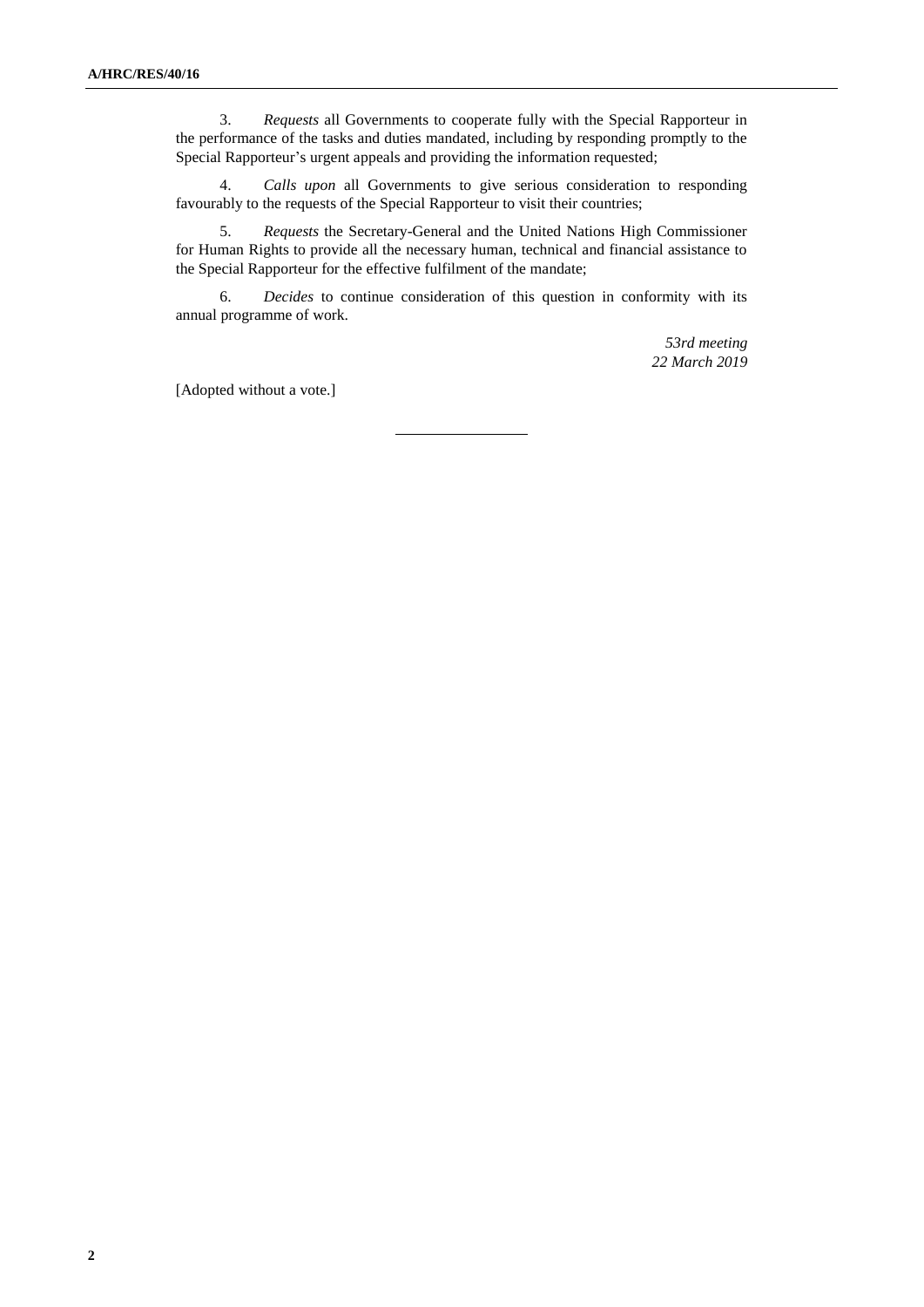3. *Requests* all Governments to cooperate fully with the Special Rapporteur in the performance of the tasks and duties mandated, including by responding promptly to the Special Rapporteur's urgent appeals and providing the information requested;

4. *Calls upon* all Governments to give serious consideration to responding favourably to the requests of the Special Rapporteur to visit their countries;

5. *Requests* the Secretary-General and the United Nations High Commissioner for Human Rights to provide all the necessary human, technical and financial assistance to the Special Rapporteur for the effective fulfilment of the mandate;

6. *Decides* to continue consideration of this question in conformity with its annual programme of work.

*53rd meeting*
*22 March 2019*

[Adopted without a vote.]